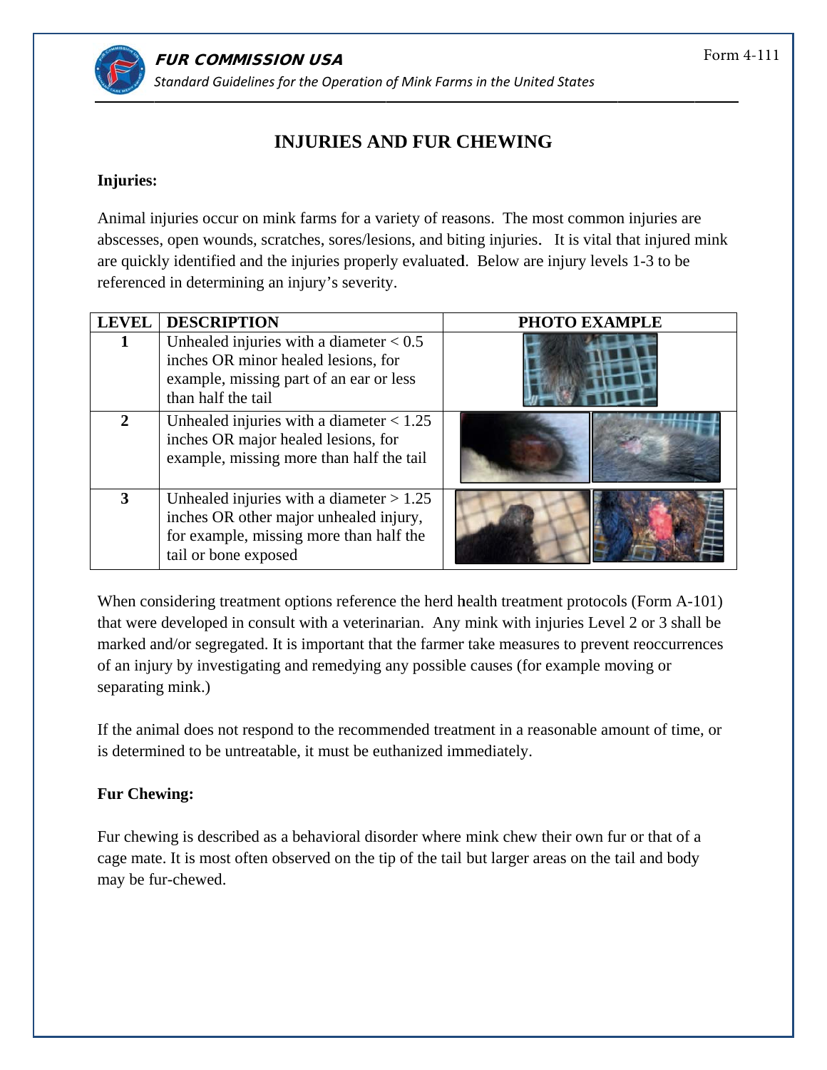# INJURIES AND FUR CHEWING

**Injuries:**

Animal injuries occur on mink farms for a variety of reasons. The most common injuries are abscesses, open wounds, scratches, sores/lesions, and biting injuries. It is vital that injured mink are quickly identified and the injuries properly evaluated. Below are injury levels 1-3 to be referenced in determining an injury's severity.

| LEVEL | DESCRIPTION | PHOTO EXAMPLE |
|---|---|---|
| 1 | Unhealed injuries with a diameter < 0.5 inches OR minor healed lesions, for example, missing part of an ear or less than half the tail | |
| 2 | Unhealed injuries with a diameter < 1.25 inches OR major healed lesions, for example, missing more than half the tail | |
| 3 | Unhealed injuries with a diameter > 1.25 inches OR other major unhealed injury, for example, missing more than half the tail or bone exposed | |

When considering treatment options reference the herd health treatment protocols (Form A-101) that were developed in consult with a veterinarian. Any mink with injuries Level 2 or 3 shall be marked and/or segregated. It is important that the farmer take measures to prevent reoccurrences of an injury by investigating and remedying any possible causes (for example moving or separating mink.)

If the animal does not respond to the recommended treatment in a reasonable amount of time, or is determined to be untreatable, it must be euthanized immediately.

**Fur Chewing:**

Fur chewing is described as a behavioral disorder where mink chew their own fur or that of a cage mate. It is most often observed on the tip of the tail but larger areas on the tail and body may be fur-chewed.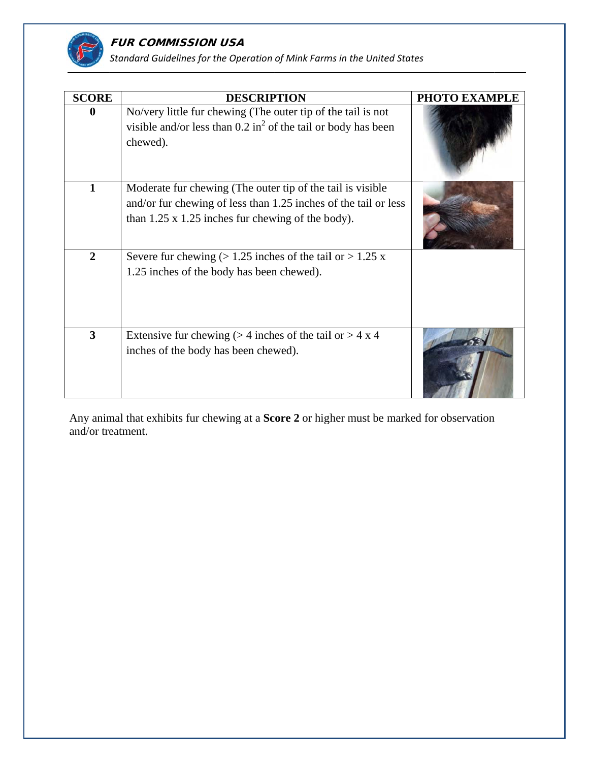| SCORE | DESCRIPTION | PHOTO EXAMPLE |
|---|---|---|
| **0** | No/very little fur chewing (The outer tip of the tail is not visible and/or less than 0.2 $in^2$ of the tail or body has been chewed). | |
| **1** | Moderate fur chewing (The outer tip of the tail is visible and/or fur chewing of less than 1.25 inches of the tail or less than 1.25 x 1.25 inches fur chewing of the body). | |
| **2** | Severe fur chewing (> 1.25 inches of the tail or > 1.25 x 1.25 inches of the body has been chewed). | |
| **3** | Extensive fur chewing (> 4 inches of the tail or > 4 x 4 inches of the body has been chewed). | |

Any animal that exhibits fur chewing at a **Score 2** or higher must be marked for observation and/or treatment.